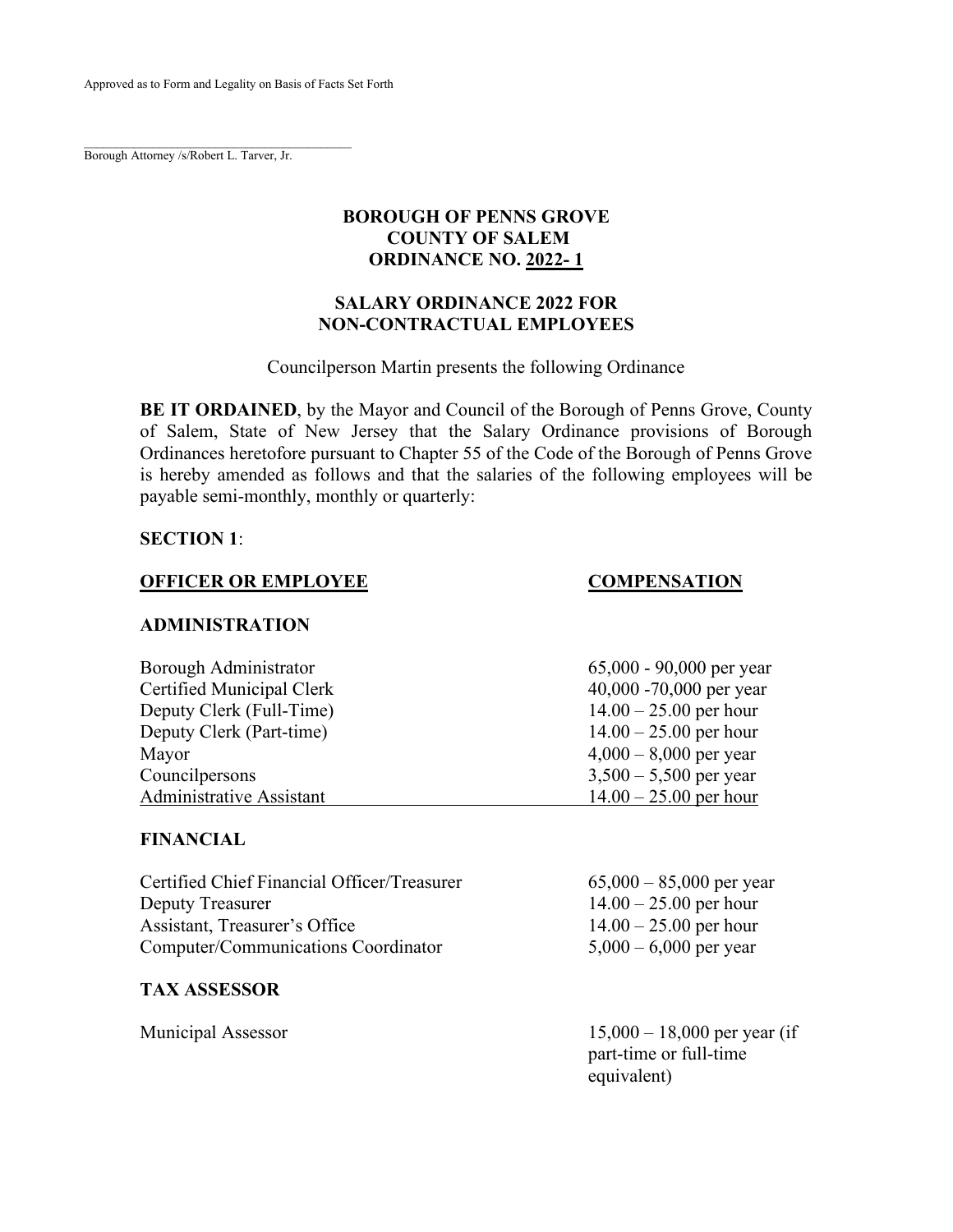Approved as to Form and Legality on Basis of Facts Set Forth

\_\_\_\_\_\_\_\_\_\_\_\_\_\_\_\_\_\_\_\_\_\_\_\_\_\_\_\_\_\_\_\_\_\_\_\_\_\_

Borough Attorney /s/Robert L. Tarver, Jr.

# BOROUGH OF PENNS GROVE
# COUNTY OF SALEM
# ORDINANCE NO. 2022- 1

## SALARY ORDINANCE 2022 FOR NON-CONTRACTUAL EMPLOYEES

Councilperson Martin presents the following Ordinance

**BE IT ORDAINED**, by the Mayor and Council of the Borough of Penns Grove, County of Salem, State of New Jersey that the Salary Ordinance provisions of Borough Ordinances heretofore pursuant to Chapter 55 of the Code of the Borough of Penns Grove is hereby amended as follows and that the salaries of the following employees will be payable semi-monthly, monthly or quarterly:

**SECTION 1**:

| OFFICER OR EMPLOYEE | COMPENSATION |
| --- | --- |
| **ADMINISTRATION** | |
| Borough Administrator | 65,000 - 90,000 per year |
| Certified Municipal Clerk | 40,000 -70,000 per year |
| Deputy Clerk (Full-Time) | 14.00 – 25.00 per hour |
| Deputy Clerk (Part-time) | 14.00 – 25.00 per hour |
| Mayor | 4,000 – 8,000 per year |
| Councilpersons | 3,500 – 5,500 per year |
| Administrative Assistant | 14.00 – 25.00 per hour |
| **FINANCIAL** | |
| Certified Chief Financial Officer/Treasurer | 65,000 – 85,000 per year |
| Deputy Treasurer | 14.00 – 25.00 per hour |
| Assistant, Treasurer's Office | 14.00 – 25.00 per hour |
| Computer/Communications Coordinator | 5,000 – 6,000 per year |
| **TAX ASSESSOR** | |
| Municipal Assessor | 15,000 – 18,000 per year (if part-time or full-time equivalent) |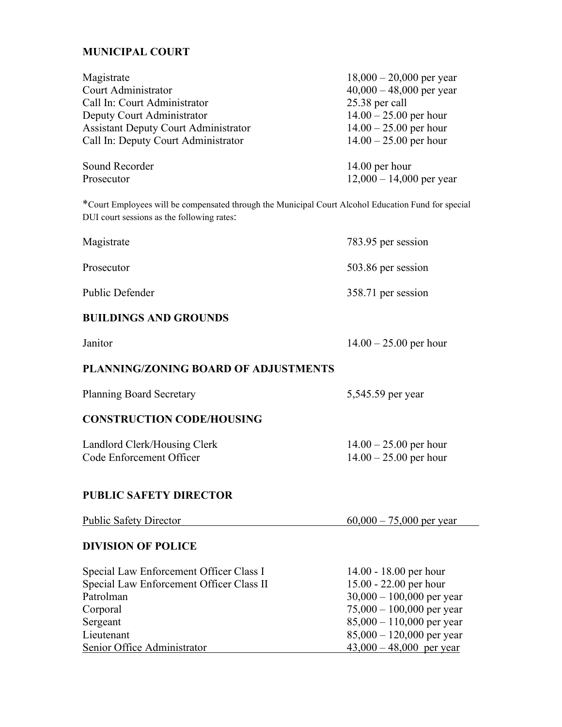## MUNICIPAL COURT

| | |
|---|---|
| Magistrate | 18,000 – 20,000 per year |
| Court Administrator | 40,000 – 48,000 per year |
| Call In: Court Administrator | 25.38 per call |
| Deputy Court Administrator | 14.00 – 25.00 per hour |
| Assistant Deputy Court Administrator | 14.00 – 25.00 per hour |
| Call In: Deputy Court Administrator | 14.00 – 25.00 per hour |
| Sound Recorder | 14.00 per hour |
| Prosecutor | 12,000 – 14,000 per year |

*Court Employees will be compensated through the Municipal Court Alcohol Education Fund for special DUI court sessions as the following rates:

| | |
|---|---|
| Magistrate | 783.95 per session |
| Prosecutor | 503.86 per session |
| Public Defender | 358.71 per session |

## BUILDINGS AND GROUNDS

| | |
|---|---|
| Janitor | 14.00 – 25.00 per hour |

## PLANNING/ZONING BOARD OF ADJUSTMENTS

| | |
|---|---|
| Planning Board Secretary | 5,545.59 per year |

## CONSTRUCTION CODE/HOUSING

| | |
|---|---|
| Landlord Clerk/Housing Clerk | 14.00 – 25.00 per hour |
| Code Enforcement Officer | 14.00 – 25.00 per hour |

## PUBLIC SAFETY DIRECTOR

| | |
|---|---|
| Public Safety Director | 60,000 – 75,000 per year |

## DIVISION OF POLICE

| | |
|---|---|
| Special Law Enforcement Officer Class I | 14.00 - 18.00 per hour |
| Special Law Enforcement Officer Class II | 15.00 - 22.00 per hour |
| Patrolman | 30,000 – 100,000 per year |
| Corporal | 75,000 – 100,000 per year |
| Sergeant | 85,000 – 110,000 per year |
| Lieutenant | 85,000 – 120,000 per year |
| Senior Office Administrator | 43,000 – 48,000 per year |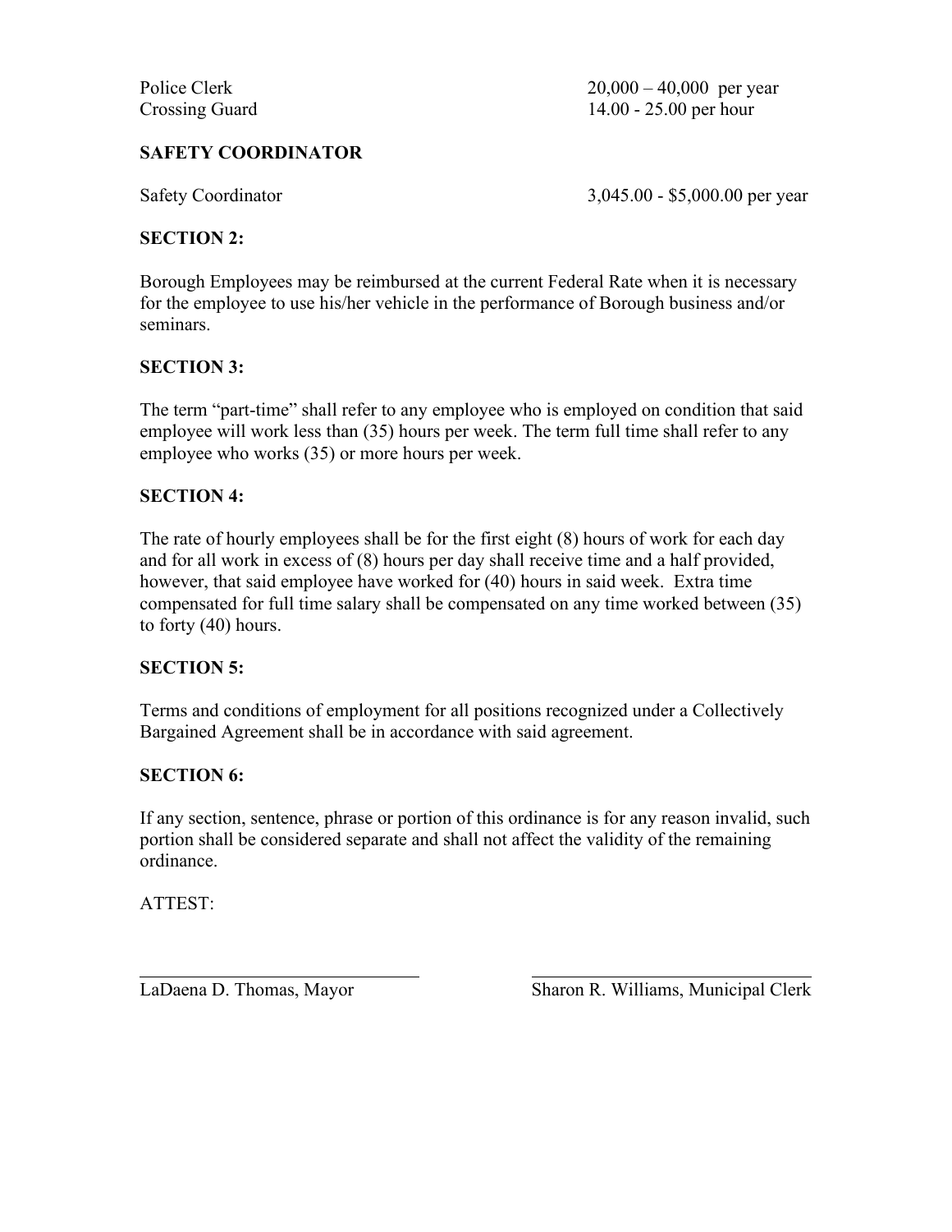| | |
|---|---|
| Police Clerk | 20,000 – 40,000 per year |
| Crossing Guard | 14.00 - 25.00 per hour |

**SAFETY COORDINATOR**

| | |
|---|---|
| Safety Coordinator | 3,045.00 - $5,000.00 per year |

**SECTION 2:**

Borough Employees may be reimbursed at the current Federal Rate when it is necessary for the employee to use his/her vehicle in the performance of Borough business and/or seminars.

**SECTION 3:**

The term "part-time" shall refer to any employee who is employed on condition that said employee will work less than (35) hours per week. The term full time shall refer to any employee who works (35) or more hours per week.

**SECTION 4:**

The rate of hourly employees shall be for the first eight (8) hours of work for each day and for all work in excess of (8) hours per day shall receive time and a half provided, however, that said employee have worked for (40) hours in said week. Extra time compensated for full time salary shall be compensated on any time worked between (35) to forty (40) hours.

**SECTION 5:**

Terms and conditions of employment for all positions recognized under a Collectively Bargained Agreement shall be in accordance with said agreement.

**SECTION 6:**

If any section, sentence, phrase or portion of this ordinance is for any reason invalid, such portion shall be considered separate and shall not affect the validity of the remaining ordinance.

ATTEST:

| | |
|---|---|
| LaDaena D. Thomas, Mayor | Sharon R. Williams, Municipal Clerk |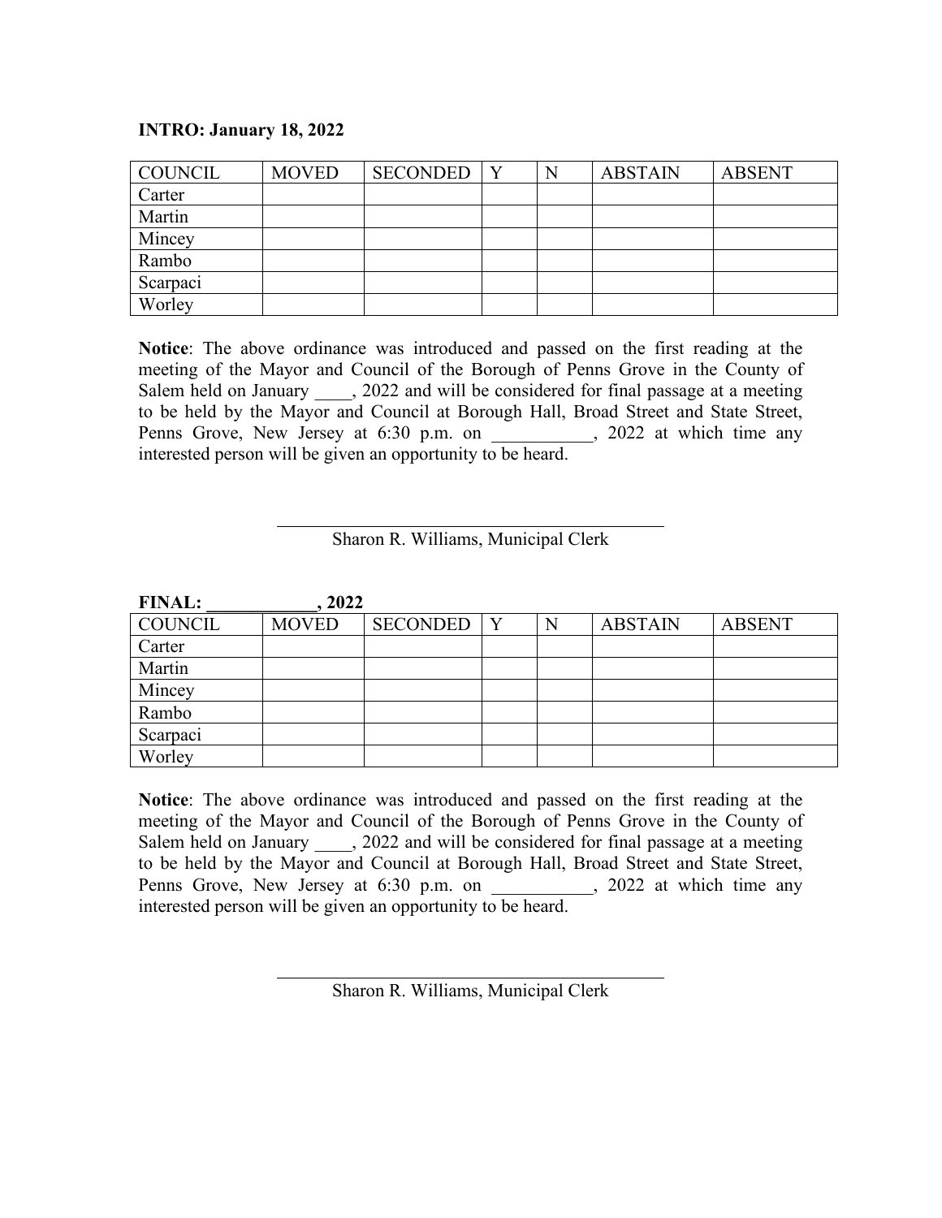**INTRO: January 18, 2022**

| COUNCIL | MOVED | SECONDED | Y | N | ABSTAIN | ABSENT |
|---|---|---|---|---|---|---|
| Carter | | | | | | |
| Martin | | | | | | |
| Mincey | | | | | | |
| Rambo | | | | | | |
| Scarpaci | | | | | | |
| Worley | | | | | | |

**Notice**: The above ordinance was introduced and passed on the first reading at the meeting of the Mayor and Council of the Borough of Penns Grove in the County of Salem held on January ____, 2022 and will be considered for final passage at a meeting to be held by the Mayor and Council at Borough Hall, Broad Street and State Street, Penns Grove, New Jersey at 6:30 p.m. on ___________, 2022 at which time any interested person will be given an opportunity to be heard.

\_\_\_\_\_\_\_\_\_\_\_\_\_\_\_\_\_\_\_\_\_\_\_\_\_\_\_\_\_\_\_\_\_\_\_\_\_\_

Sharon R. Williams, Municipal Clerk

**FINAL: ____________, 2022**

| COUNCIL | MOVED | SECONDED | Y | N | ABSTAIN | ABSENT |
|---|---|---|---|---|---|---|
| Carter | | | | | | |
| Martin | | | | | | |
| Mincey | | | | | | |
| Rambo | | | | | | |
| Scarpaci | | | | | | |
| Worley | | | | | | |

**Notice**: The above ordinance was introduced and passed on the first reading at the meeting of the Mayor and Council of the Borough of Penns Grove in the County of Salem held on January ____, 2022 and will be considered for final passage at a meeting to be held by the Mayor and Council at Borough Hall, Broad Street and State Street, Penns Grove, New Jersey at 6:30 p.m. on ___________, 2022 at which time any interested person will be given an opportunity to be heard.

\_\_\_\_\_\_\_\_\_\_\_\_\_\_\_\_\_\_\_\_\_\_\_\_\_\_\_\_\_\_\_\_\_\_\_\_\_\_

Sharon R. Williams, Municipal Clerk